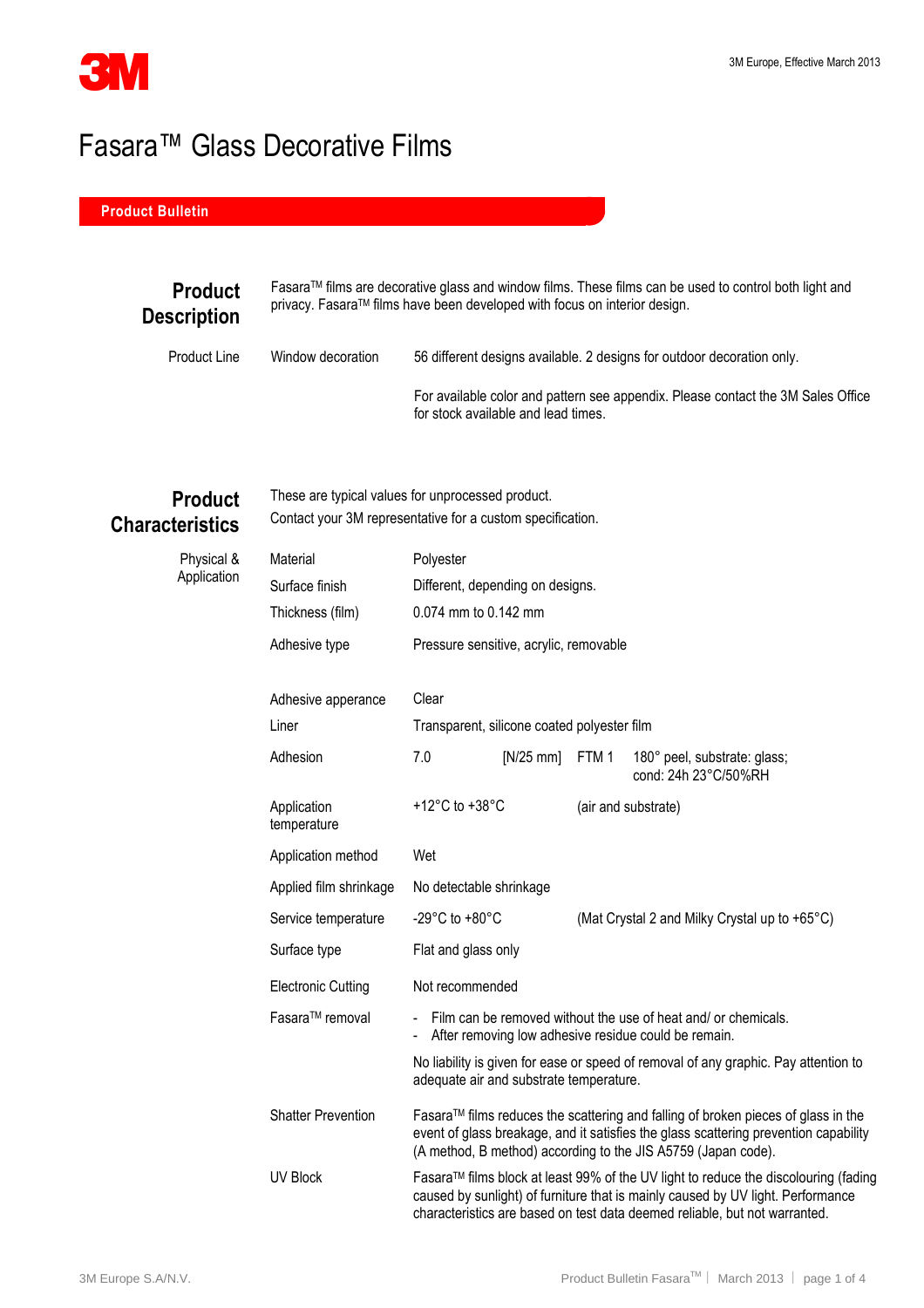# Fasara™ Glass Decorative Films

**Product Bulletin**

## Product Description

Fasara™ films are decorative glass and window films. These films can be used to control both light and privacy. Fasara™ films have been developed with focus on interior design.

| | | |
|---|---|---|
| Product Line | Window decoration | 56 different designs available. 2 designs for outdoor decoration only. |
| | | For available color and pattern see appendix. Please contact the 3M Sales Office for stock available and lead times. |

## Product Characteristics

These are typical values for unprocessed product.
Contact your 3M representative for a custom specification.

**Physical & Application**

| | | | | |
|---|---|---|---|---|
| Material | Polyester | | | |
| Surface finish | Different, depending on designs. | | | |
| Thickness (film) | 0.074 mm to 0.142 mm | | | |
| Adhesive type | Pressure sensitive, acrylic, removable | | | |
| Adhesive apperance | Clear | | | |
| Liner | Transparent, silicone coated polyester film | | | |
| Adhesion | 7.0 | [N/25 mm] | FTM 1 | 180° peel, substrate: glass; cond: 24h 23°C/50%RH |
| Application temperature | +12°C to +38°C | | (air and substrate) | |
| Application method | Wet | | | |
| Applied film shrinkage | No detectable shrinkage | | | |
| Service temperature | -29°C to +80°C | | (Mat Crystal 2 and Milky Crystal up to +65°C) | |
| Surface type | Flat and glass only | | | |
| Electronic Cutting | Not recommended | | | |
| Fasara™ removal | - Film can be removed without the use of heat and/ or chemicals.<br>- After removing low adhesive residue could be remain.<br><br>No liability is given for ease or speed of removal of any graphic. Pay attention to adequate air and substrate temperature. | | | |
| Shatter Prevention | Fasara™ films reduces the scattering and falling of broken pieces of glass in the event of glass breakage, and it satisfies the glass scattering prevention capability (A method, B method) according to the JIS A5759 (Japan code). | | | |
| UV Block | Fasara™ films block at least 99% of the UV light to reduce the discolouring (fading caused by sunlight) of furniture that is mainly caused by UV light. Performance characteristics are based on test data deemed reliable, but not warranted. | | | |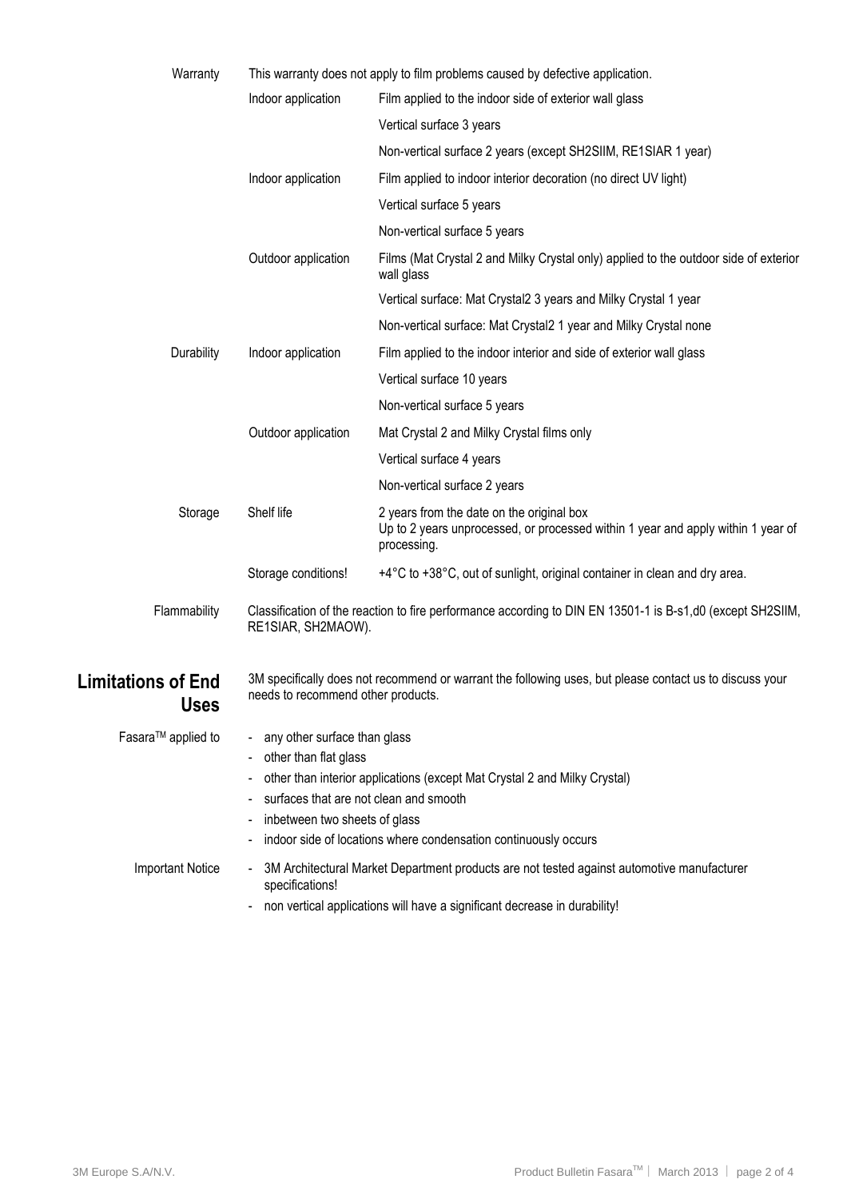| | | |
|---|---|---|
| Warranty | This warranty does not apply to film problems caused by defective application. | |
| | Indoor application | Film applied to the indoor side of exterior wall glass |
| | | Vertical surface 3 years |
| | | Non-vertical surface 2 years (except SH2SIIM, RE1SIAR 1 year) |
| | Indoor application | Film applied to indoor interior decoration (no direct UV light) |
| | | Vertical surface 5 years |
| | | Non-vertical surface 5 years |
| | Outdoor application | Films (Mat Crystal 2 and Milky Crystal only) applied to the outdoor side of exterior wall glass |
| | | Vertical surface: Mat Crystal2 3 years and Milky Crystal 1 year |
| | | Non-vertical surface: Mat Crystal2 1 year and Milky Crystal none |
| Durability | Indoor application | Film applied to the indoor interior and side of exterior wall glass |
| | | Vertical surface 10 years |
| | | Non-vertical surface 5 years |
| | Outdoor application | Mat Crystal 2 and Milky Crystal films only |
| | | Vertical surface 4 years |
| | | Non-vertical surface 2 years |
| Storage | Shelf life | 2 years from the date on the original box<br>Up to 2 years unprocessed, or processed within 1 year and apply within 1 year of processing. |
| | Storage conditions! | +4°C to +38°C, out of sunlight, original container in clean and dry area. |
| Flammability | Classification of the reaction to fire performance according to DIN EN 13501-1 is B-s1,d0 (except SH2SIIM, RE1SIAR, SH2MAOW). | |

## Limitations of End Uses

3M specifically does not recommend or warrant the following uses, but please contact us to discuss your needs to recommend other products.

Fasara™ applied to

- any other surface than glass
- other than flat glass
- other than interior applications (except Mat Crystal 2 and Milky Crystal)
- surfaces that are not clean and smooth
- inbetween two sheets of glass
- indoor side of locations where condensation continuously occurs

Important Notice

- 3M Architectural Market Department products are not tested against automotive manufacturer specifications!
- non vertical applications will have a significant decrease in durability!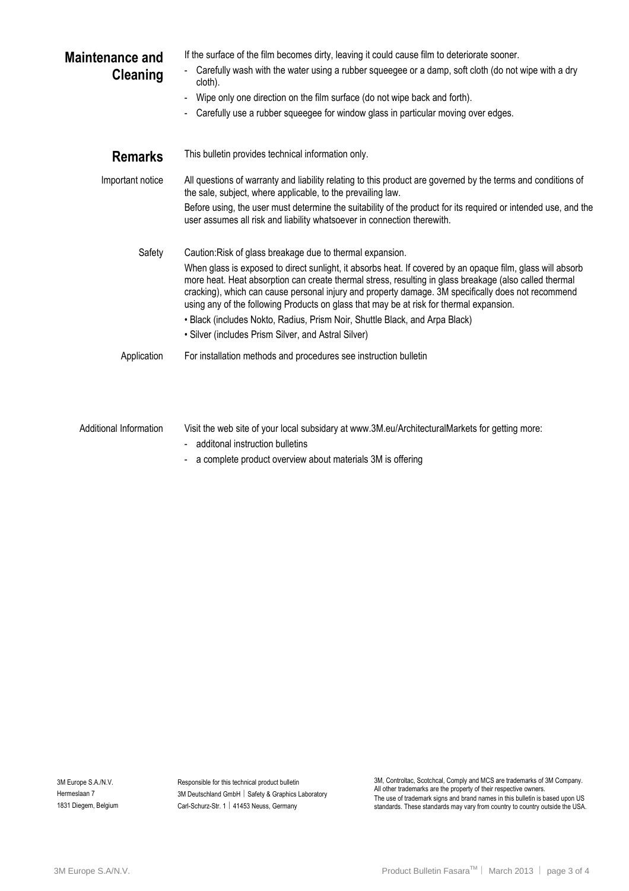## Maintenance and Cleaning

If the surface of the film becomes dirty, leaving it could cause film to deteriorate sooner.

- Carefully wash with the water using a rubber squeegee or a damp, soft cloth (do not wipe with a dry cloth).
- Wipe only one direction on the film surface (do not wipe back and forth).
- Carefully use a rubber squeegee for window glass in particular moving over edges.

## Remarks

This bulletin provides technical information only.

**Important notice**

All questions of warranty and liability relating to this product are governed by the terms and conditions of the sale, subject, where applicable, to the prevailing law.

Before using, the user must determine the suitability of the product for its required or intended use, and the user assumes all risk and liability whatsoever in connection therewith.

**Safety**

Caution:Risk of glass breakage due to thermal expansion.

When glass is exposed to direct sunlight, it absorbs heat. If covered by an opaque film, glass will absorb more heat. Heat absorption can create thermal stress, resulting in glass breakage (also called thermal cracking), which can cause personal injury and property damage. 3M specifically does not recommend using any of the following Products on glass that may be at risk for thermal expansion.

- Black (includes Nokto, Radius, Prism Noir, Shuttle Black, and Arpa Black)
- Silver (includes Prism Silver, and Astral Silver)

**Application**

For installation methods and procedures see instruction bulletin

**Additional Information**

Visit the web site of your local subsidary at www.3M.eu/ArchitecturalMarkets for getting more:

- additonal instruction bulletins
- a complete product overview about materials 3M is offering

3M Europe S.A./N.V.
Hermeslaan 7
1831 Diegem, Belgium

Responsible for this technical product bulletin
3M Deutschland GmbH | Safety & Graphics Laboratory
Carl-Schurz-Str. 1 | 41453 Neuss, Germany

3M, Controltac, Scotchcal, Comply and MCS are trademarks of 3M Company.
All other trademarks are the property of their respective owners.
The use of trademark signs and brand names in this bulletin is based upon US standards. These standards may vary from country to country outside the USA.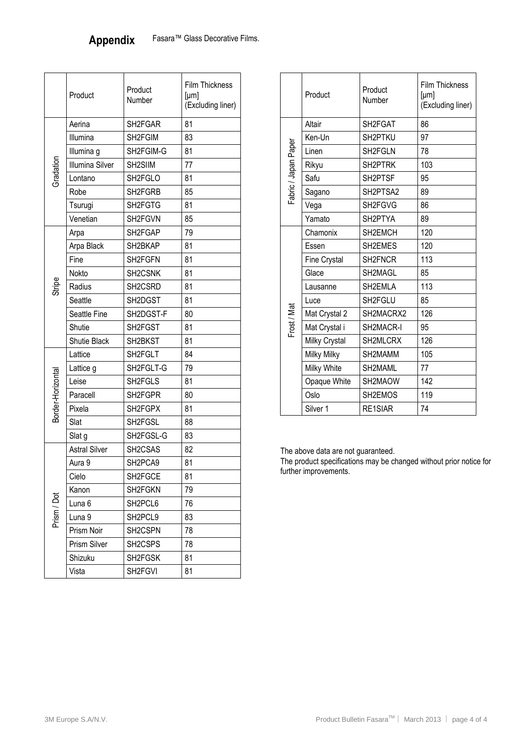## Appendix

Fasara™ Glass Decorative Films.

| | Product | Product Number | Film Thickness [μm] (Excluding liner) |
|---|---|---|---|
| Gradation | Aerina | SH2FGAR | 81 |
| | Illumina | SH2FGIM | 83 |
| | Illumina g | SH2FGIM-G | 81 |
| | Illumina Silver | SH2SIIM | 77 |
| | Lontano | SH2FGLO | 81 |
| | Robe | SH2FGRB | 85 |
| | Tsurugi | SH2FGTG | 81 |
| | Venetian | SH2FGVN | 85 |
| Stripe | Arpa | SH2FGAP | 79 |
| | Arpa Black | SH2BKAP | 81 |
| | Fine | SH2FGFN | 81 |
| | Nokto | SH2CSNK | 81 |
| | Radius | SH2CSRD | 81 |
| | Seattle | SH2DGST | 81 |
| | Seattle Fine | SH2DGST-F | 80 |
| | Shutie | SH2FGST | 81 |
| | Shutie Black | SH2BKST | 81 |
| Border-Horizontal | Lattice | SH2FGLT | 84 |
| | Lattice g | SH2FGLT-G | 79 |
| | Leise | SH2FGLS | 81 |
| | Paracell | SH2FGPR | 80 |
| | Pixela | SH2FGPX | 81 |
| | Slat | SH2FGSL | 88 |
| | Slat g | SH2FGSL-G | 83 |
| Prism / Dot | Astral Silver | SH2CSAS | 82 |
| | Aura 9 | SH2PCA9 | 81 |
| | Cielo | SH2FGCE | 81 |
| | Kanon | SH2FGKN | 79 |
| | Luna 6 | SH2PCL6 | 76 |
| | Luna 9 | SH2PCL9 | 83 |
| | Prism Noir | SH2CSPN | 78 |
| | Prism Silver | SH2CSPS | 78 |
| | Shizuku | SH2FGSK | 81 |
| | Vista | SH2FGVI | 81 |

| | Product | Product Number | Film Thickness [μm] (Excluding liner) |
|---|---|---|---|
| Fabric / Japan Paper | Altair | SH2FGAT | 86 |
| | Ken-Un | SH2PTKU | 97 |
| | Linen | SH2FGLN | 78 |
| | Rikyu | SH2PTRK | 103 |
| | Safu | SH2PTSF | 95 |
| | Sagano | SH2PTSA2 | 89 |
| | Vega | SH2FGVG | 86 |
| | Yamato | SH2PTYA | 89 |
| Frost / Mat | Chamonix | SH2EMCH | 120 |
| | Essen | SH2EMES | 120 |
| | Fine Crystal | SH2FNCR | 113 |
| | Glace | SH2MAGL | 85 |
| | Lausanne | SH2EMLA | 113 |
| | Luce | SH2FGLU | 85 |
| | Mat Crystal 2 | SH2MACRX2 | 126 |
| | Mat Crystal i | SH2MACR-I | 95 |
| | Milky Crystal | SH2MLCRX | 126 |
| | Milky Milky | SH2MAMM | 105 |
| | Milky White | SH2MAML | 77 |
| | Opaque White | SH2MAOW | 142 |
| | Oslo | SH2EMOS | 119 |
| | Silver 1 | RE1SIAR | 74 |

The above data are not guaranteed.
The product specifications may be changed without prior notice for further improvements.